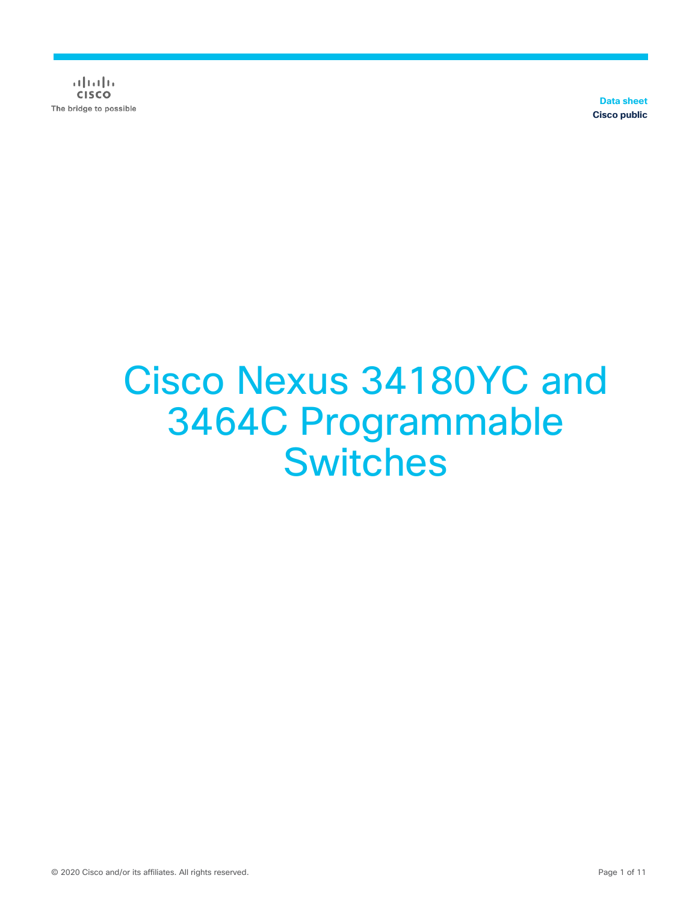Data sheet
Cisco public

# Cisco Nexus 34180YC and 3464C Programmable Switches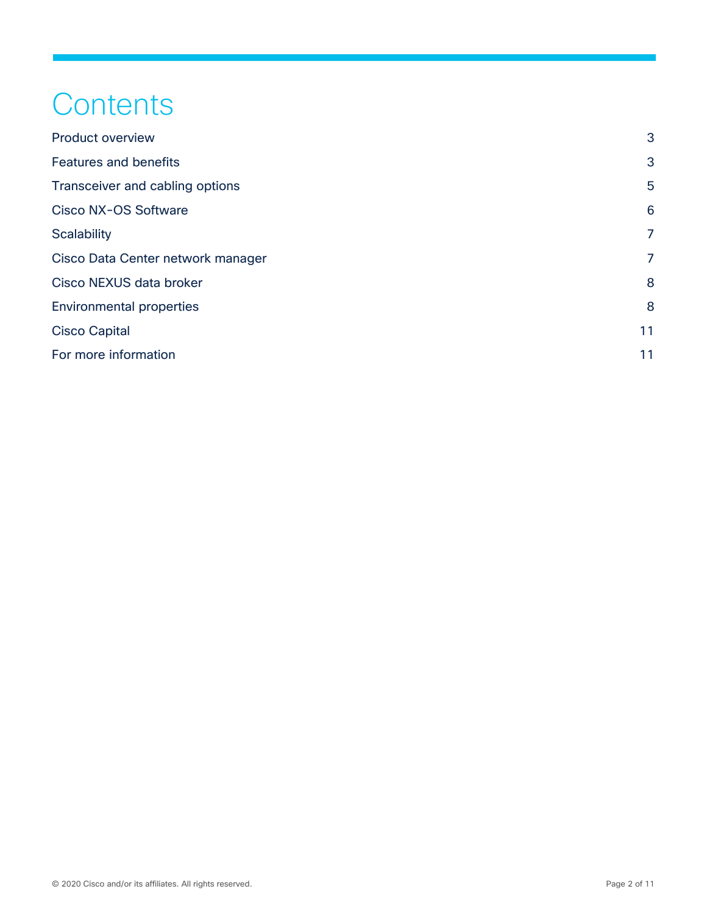# Contents

| | |
|---|---|
| Product overview | 3 |
| Features and benefits | 3 |
| Transceiver and cabling options | 5 |
| Cisco NX-OS Software | 6 |
| Scalability | 7 |
| Cisco Data Center network manager | 7 |
| Cisco NEXUS data broker | 8 |
| Environmental properties | 8 |
| Cisco Capital | 11 |
| For more information | 11 |

© 2020 Cisco and/or its affiliates. All rights reserved.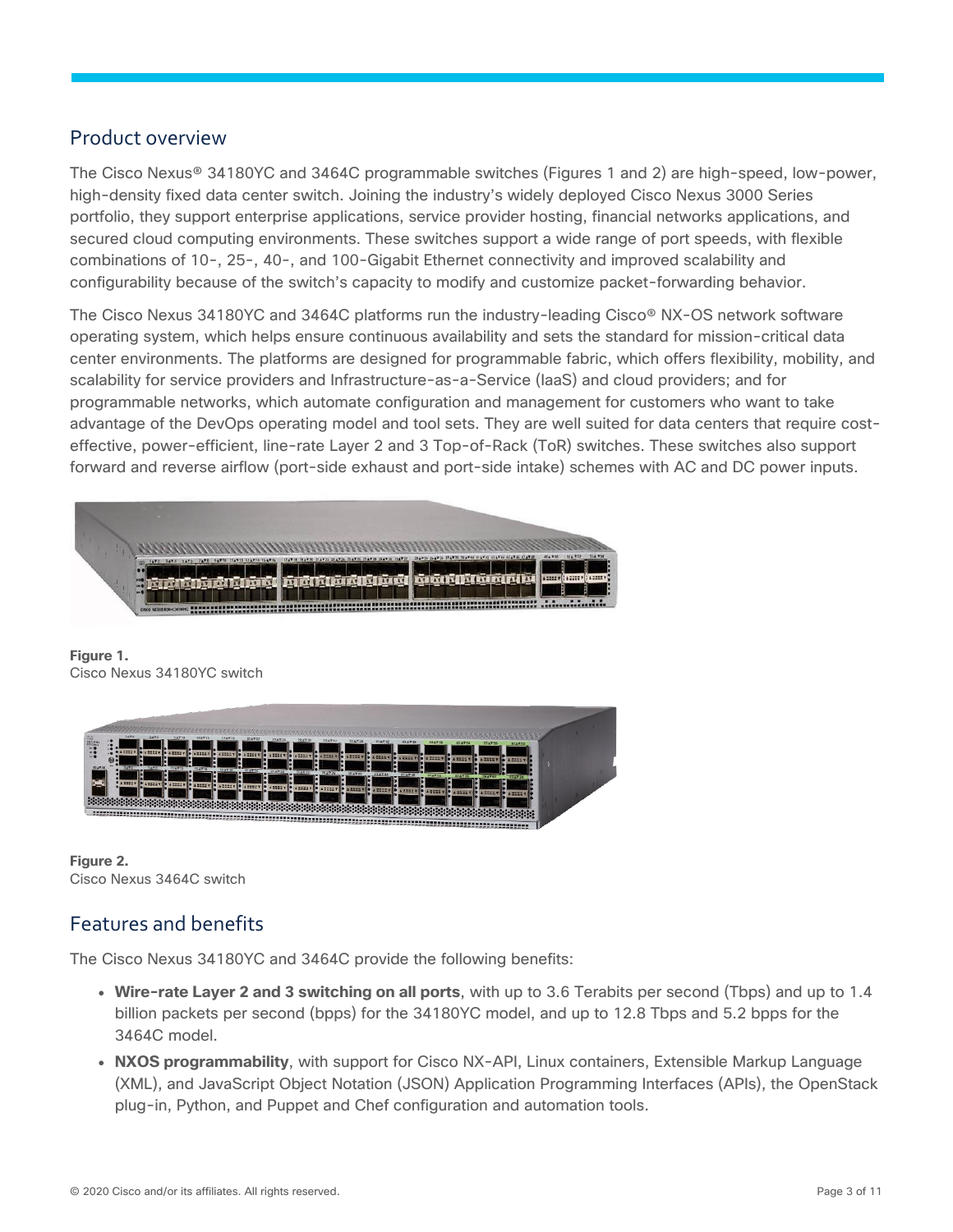## Product overview

The Cisco Nexus® 34180YC and 3464C programmable switches (Figures 1 and 2) are high-speed, low-power, high-density fixed data center switch. Joining the industry's widely deployed Cisco Nexus 3000 Series portfolio, they support enterprise applications, service provider hosting, financial networks applications, and secured cloud computing environments. These switches support a wide range of port speeds, with flexible combinations of 10-, 25-, 40-, and 100-Gigabit Ethernet connectivity and improved scalability and configurability because of the switch's capacity to modify and customize packet-forwarding behavior.

The Cisco Nexus 34180YC and 3464C platforms run the industry-leading Cisco® NX-OS network software operating system, which helps ensure continuous availability and sets the standard for mission-critical data center environments. The platforms are designed for programmable fabric, which offers flexibility, mobility, and scalability for service providers and Infrastructure-as-a-Service (IaaS) and cloud providers; and for programmable networks, which automate configuration and management for customers who want to take advantage of the DevOps operating model and tool sets. They are well suited for data centers that require cost-effective, power-efficient, line-rate Layer 2 and 3 Top-of-Rack (ToR) switches. These switches also support forward and reverse airflow (port-side exhaust and port-side intake) schemes with AC and DC power inputs.

**Figure 1.**
Cisco Nexus 34180YC switch

**Figure 2.**
Cisco Nexus 3464C switch

## Features and benefits

The Cisco Nexus 34180YC and 3464C provide the following benefits:

- **Wire-rate Layer 2 and 3 switching on all ports**, with up to 3.6 Terabits per second (Tbps) and up to 1.4 billion packets per second (bpps) for the 34180YC model, and up to 12.8 Tbps and 5.2 bpps for the 3464C model.
- **NXOS programmability**, with support for Cisco NX-API, Linux containers, Extensible Markup Language (XML), and JavaScript Object Notation (JSON) Application Programming Interfaces (APIs), the OpenStack plug-in, Python, and Puppet and Chef configuration and automation tools.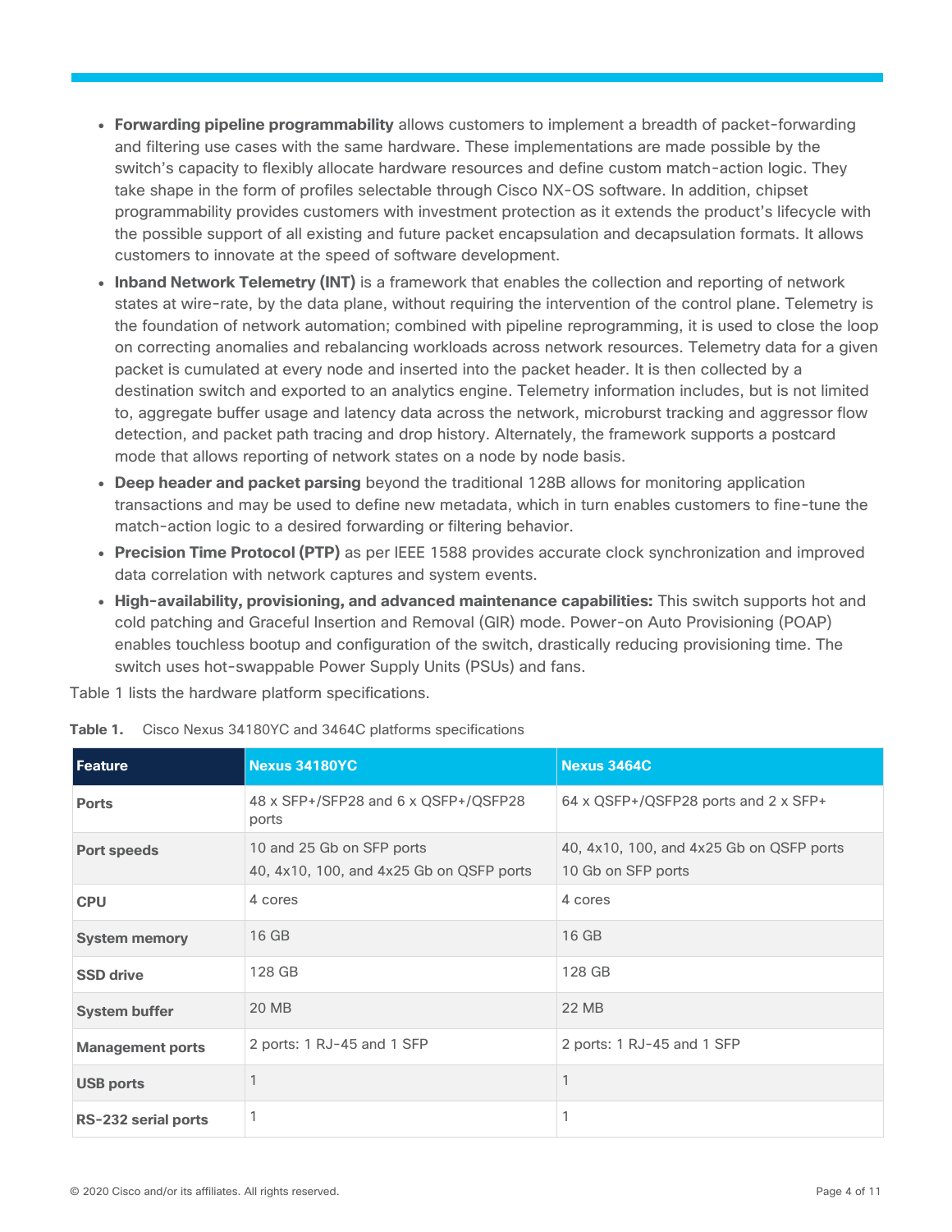- **Forwarding pipeline programmability** allows customers to implement a breadth of packet-forwarding and filtering use cases with the same hardware. These implementations are made possible by the switch's capacity to flexibly allocate hardware resources and define custom match-action logic. They take shape in the form of profiles selectable through Cisco NX-OS software. In addition, chipset programmability provides customers with investment protection as it extends the product's lifecycle with the possible support of all existing and future packet encapsulation and decapsulation formats. It allows customers to innovate at the speed of software development.
- **Inband Network Telemetry (INT)** is a framework that enables the collection and reporting of network states at wire-rate, by the data plane, without requiring the intervention of the control plane. Telemetry is the foundation of network automation; combined with pipeline reprogramming, it is used to close the loop on correcting anomalies and rebalancing workloads across network resources. Telemetry data for a given packet is cumulated at every node and inserted into the packet header. It is then collected by a destination switch and exported to an analytics engine. Telemetry information includes, but is not limited to, aggregate buffer usage and latency data across the network, microburst tracking and aggressor flow detection, and packet path tracing and drop history. Alternately, the framework supports a postcard mode that allows reporting of network states on a node by node basis.
- **Deep header and packet parsing** beyond the traditional 128B allows for monitoring application transactions and may be used to define new metadata, which in turn enables customers to fine-tune the match-action logic to a desired forwarding or filtering behavior.
- **Precision Time Protocol (PTP)** as per IEEE 1588 provides accurate clock synchronization and improved data correlation with network captures and system events.
- **High-availability, provisioning, and advanced maintenance capabilities:** This switch supports hot and cold patching and Graceful Insertion and Removal (GIR) mode. Power-on Auto Provisioning (POAP) enables touchless bootup and configuration of the switch, drastically reducing provisioning time. The switch uses hot-swappable Power Supply Units (PSUs) and fans.

Table 1 lists the hardware platform specifications.

**Table 1.** Cisco Nexus 34180YC and 3464C platforms specifications

| Feature | Nexus 34180YC | Nexus 3464C |
|---|---|---|
| **Ports** | 48 x SFP+/SFP28 and 6 x QSFP+/QSFP28 ports | 64 x QSFP+/QSFP28 ports and 2 x SFP+ |
| **Port speeds** | 10 and 25 Gb on SFP ports<br>40, 4x10, 100, and 4x25 Gb on QSFP ports | 40, 4x10, 100, and 4x25 Gb on QSFP ports<br>10 Gb on SFP ports |
| **CPU** | 4 cores | 4 cores |
| **System memory** | 16 GB | 16 GB |
| **SSD drive** | 128 GB | 128 GB |
| **System buffer** | 20 MB | 22 MB |
| **Management ports** | 2 ports: 1 RJ-45 and 1 SFP | 2 ports: 1 RJ-45 and 1 SFP |
| **USB ports** | 1 | 1 |
| **RS-232 serial ports** | 1 | 1 |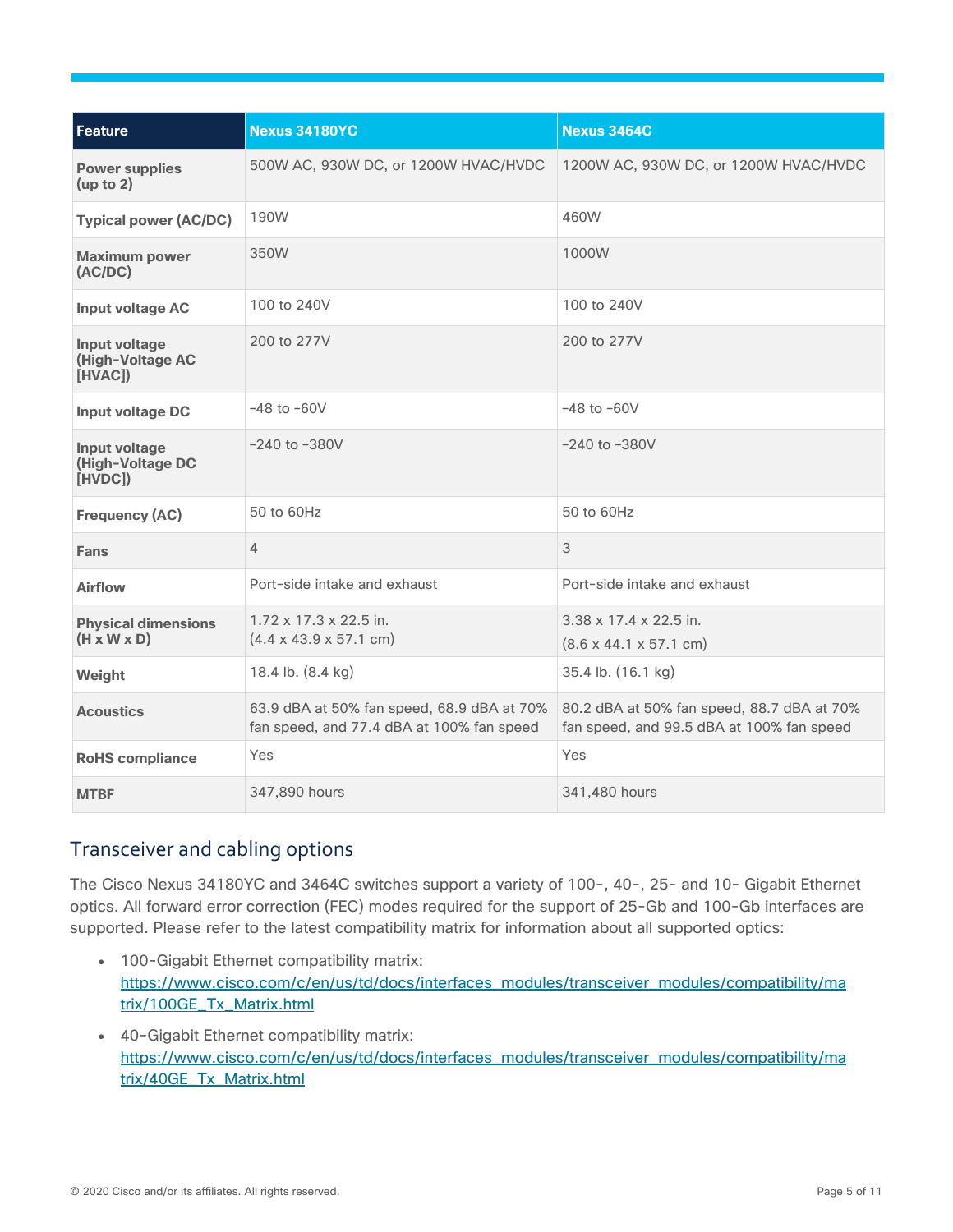| Feature | Nexus 34180YC | Nexus 3464C |
| --- | --- | --- |
| Power supplies (up to 2) | 500W AC, 930W DC, or 1200W HVAC/HVDC | 1200W AC, 930W DC, or 1200W HVAC/HVDC |
| Typical power (AC/DC) | 190W | 460W |
| Maximum power (AC/DC) | 350W | 1000W |
| Input voltage AC | 100 to 240V | 100 to 240V |
| Input voltage (High-Voltage AC [HVAC]) | 200 to 277V | 200 to 277V |
| Input voltage DC | -48 to -60V | -48 to -60V |
| Input voltage (High-Voltage DC [HVDC]) | -240 to -380V | -240 to -380V |
| Frequency (AC) | 50 to 60Hz | 50 to 60Hz |
| Fans | 4 | 3 |
| Airflow | Port-side intake and exhaust | Port-side intake and exhaust |
| Physical dimensions (H x W x D) | 1.72 x 17.3 x 22.5 in. (4.4 x 43.9 x 57.1 cm) | 3.38 x 17.4 x 22.5 in. (8.6 x 44.1 x 57.1 cm) |
| Weight | 18.4 lb. (8.4 kg) | 35.4 lb. (16.1 kg) |
| Acoustics | 63.9 dBA at 50% fan speed, 68.9 dBA at 70% fan speed, and 77.4 dBA at 100% fan speed | 80.2 dBA at 50% fan speed, 88.7 dBA at 70% fan speed, and 99.5 dBA at 100% fan speed |
| RoHS compliance | Yes | Yes |
| MTBF | 347,890 hours | 341,480 hours |

## Transceiver and cabling options

The Cisco Nexus 34180YC and 3464C switches support a variety of 100-, 40-, 25- and 10- Gigabit Ethernet optics. All forward error correction (FEC) modes required for the support of 25-Gb and 100-Gb interfaces are supported. Please refer to the latest compatibility matrix for information about all supported optics:

- 100-Gigabit Ethernet compatibility matrix: https://www.cisco.com/c/en/us/td/docs/interfaces_modules/transceiver_modules/compatibility/matrix/100GE_Tx_Matrix.html
- 40-Gigabit Ethernet compatibility matrix: https://www.cisco.com/c/en/us/td/docs/interfaces_modules/transceiver_modules/compatibility/matrix/40GE_Tx_Matrix.html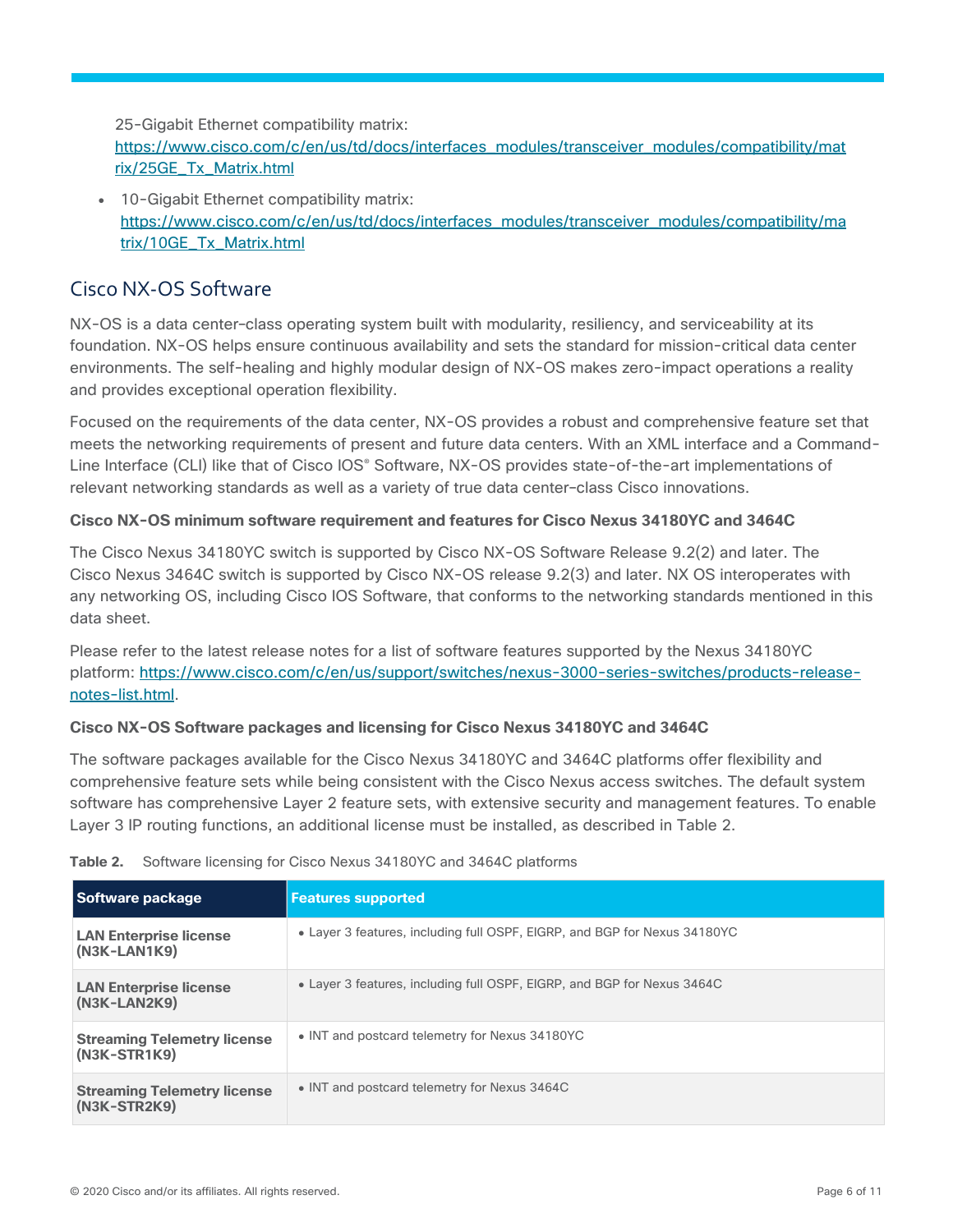25-Gigabit Ethernet compatibility matrix: [https://www.cisco.com/c/en/us/td/docs/interfaces_modules/transceiver_modules/compatibility/matrix/25GE_Tx_Matrix.html](https://www.cisco.com/c/en/us/td/docs/interfaces_modules/transceiver_modules/compatibility/matrix/25GE_Tx_Matrix.html)

- 10-Gigabit Ethernet compatibility matrix: [https://www.cisco.com/c/en/us/td/docs/interfaces_modules/transceiver_modules/compatibility/matrix/10GE_Tx_Matrix.html](https://www.cisco.com/c/en/us/td/docs/interfaces_modules/transceiver_modules/compatibility/matrix/10GE_Tx_Matrix.html)

## Cisco NX-OS Software

NX-OS is a data center-class operating system built with modularity, resiliency, and serviceability at its foundation. NX-OS helps ensure continuous availability and sets the standard for mission-critical data center environments. The self-healing and highly modular design of NX-OS makes zero-impact operations a reality and provides exceptional operation flexibility.

Focused on the requirements of the data center, NX-OS provides a robust and comprehensive feature set that meets the networking requirements of present and future data centers. With an XML interface and a Command-Line Interface (CLI) like that of Cisco IOS® Software, NX-OS provides state-of-the-art implementations of relevant networking standards as well as a variety of true data center-class Cisco innovations.

**Cisco NX-OS minimum software requirement and features for Cisco Nexus 34180YC and 3464C**

The Cisco Nexus 34180YC switch is supported by Cisco NX-OS Software Release 9.2(2) and later. The Cisco Nexus 3464C switch is supported by Cisco NX-OS release 9.2(3) and later. NX OS interoperates with any networking OS, including Cisco IOS Software, that conforms to the networking standards mentioned in this data sheet.

Please refer to the latest release notes for a list of software features supported by the Nexus 34180YC platform: [https://www.cisco.com/c/en/us/support/switches/nexus-3000-series-switches/products-release-notes-list.html](https://www.cisco.com/c/en/us/support/switches/nexus-3000-series-switches/products-release-notes-list.html).

**Cisco NX-OS Software packages and licensing for Cisco Nexus 34180YC and 3464C**

The software packages available for the Cisco Nexus 34180YC and 3464C platforms offer flexibility and comprehensive feature sets while being consistent with the Cisco Nexus access switches. The default system software has comprehensive Layer 2 feature sets, with extensive security and management features. To enable Layer 3 IP routing functions, an additional license must be installed, as described in Table 2.

**Table 2.** Software licensing for Cisco Nexus 34180YC and 3464C platforms

| Software package | Features supported |
|---|---|
| **LAN Enterprise license (N3K-LAN1K9)** | • Layer 3 features, including full OSPF, EIGRP, and BGP for Nexus 34180YC |
| **LAN Enterprise license (N3K-LAN2K9)** | • Layer 3 features, including full OSPF, EIGRP, and BGP for Nexus 3464C |
| **Streaming Telemetry license (N3K-STR1K9)** | • INT and postcard telemetry for Nexus 34180YC |
| **Streaming Telemetry license (N3K-STR2K9)** | • INT and postcard telemetry for Nexus 3464C |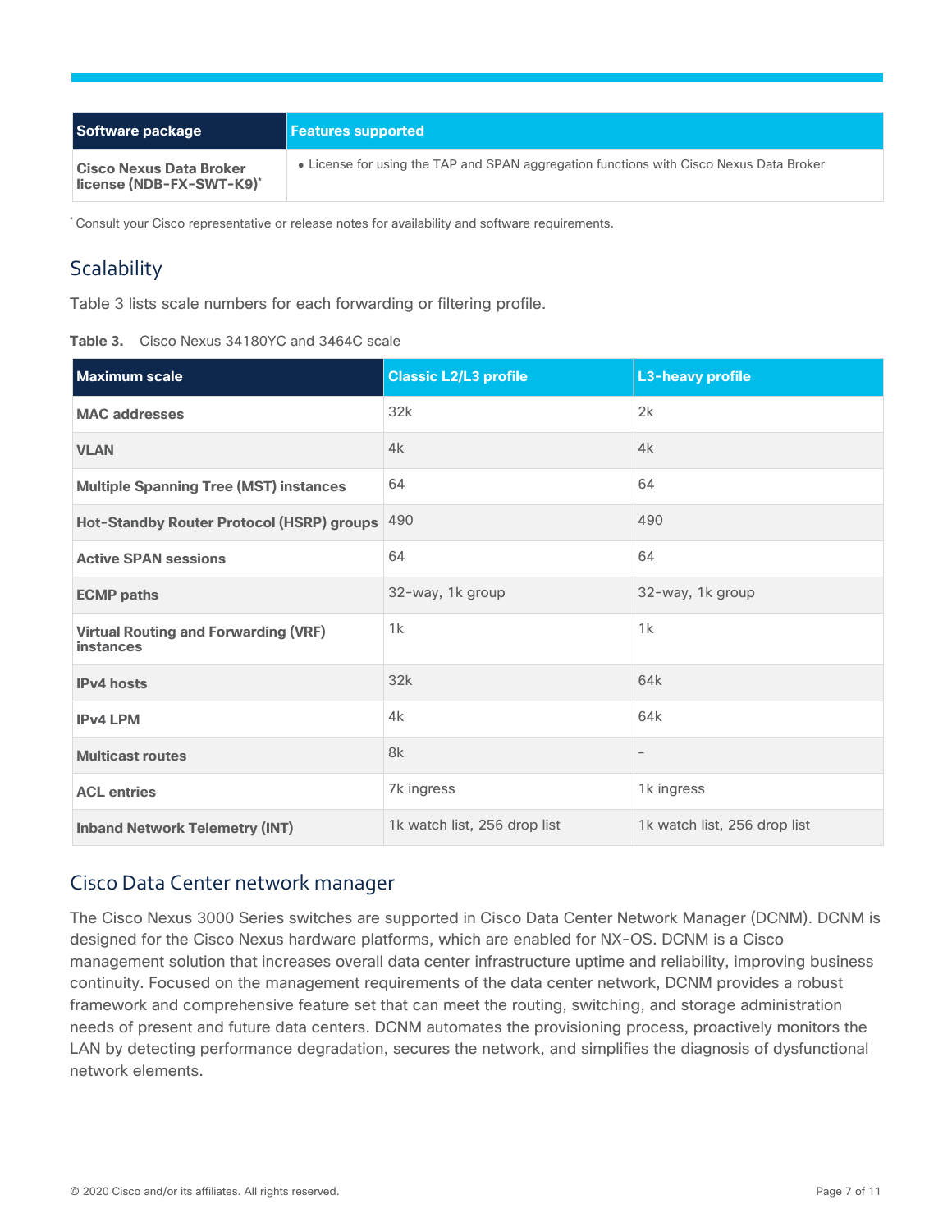| Software package | Features supported |
| --- | --- |
| **Cisco Nexus Data Broker license (NDB-FX-SWT-K9)*** | • License for using the TAP and SPAN aggregation functions with Cisco Nexus Data Broker |

* Consult your Cisco representative or release notes for availability and software requirements.

## Scalability

Table 3 lists scale numbers for each forwarding or filtering profile.

**Table 3.** Cisco Nexus 34180YC and 3464C scale

| Maximum scale | Classic L2/L3 profile | L3-heavy profile |
| --- | --- | --- |
| **MAC addresses** | 32k | 2k |
| **VLAN** | 4k | 4k |
| **Multiple Spanning Tree (MST) instances** | 64 | 64 |
| **Hot-Standby Router Protocol (HSRP) groups** | 490 | 490 |
| **Active SPAN sessions** | 64 | 64 |
| **ECMP paths** | 32-way, 1k group | 32-way, 1k group |
| **Virtual Routing and Forwarding (VRF) instances** | 1k | 1k |
| **IPv4 hosts** | 32k | 64k |
| **IPv4 LPM** | 4k | 64k |
| **Multicast routes** | 8k | – |
| **ACL entries** | 7k ingress | 1k ingress |
| **Inband Network Telemetry (INT)** | 1k watch list, 256 drop list | 1k watch list, 256 drop list |

## Cisco Data Center network manager

The Cisco Nexus 3000 Series switches are supported in Cisco Data Center Network Manager (DCNM). DCNM is designed for the Cisco Nexus hardware platforms, which are enabled for NX-OS. DCNM is a Cisco management solution that increases overall data center infrastructure uptime and reliability, improving business continuity. Focused on the management requirements of the data center network, DCNM provides a robust framework and comprehensive feature set that can meet the routing, switching, and storage administration needs of present and future data centers. DCNM automates the provisioning process, proactively monitors the LAN by detecting performance degradation, secures the network, and simplifies the diagnosis of dysfunctional network elements.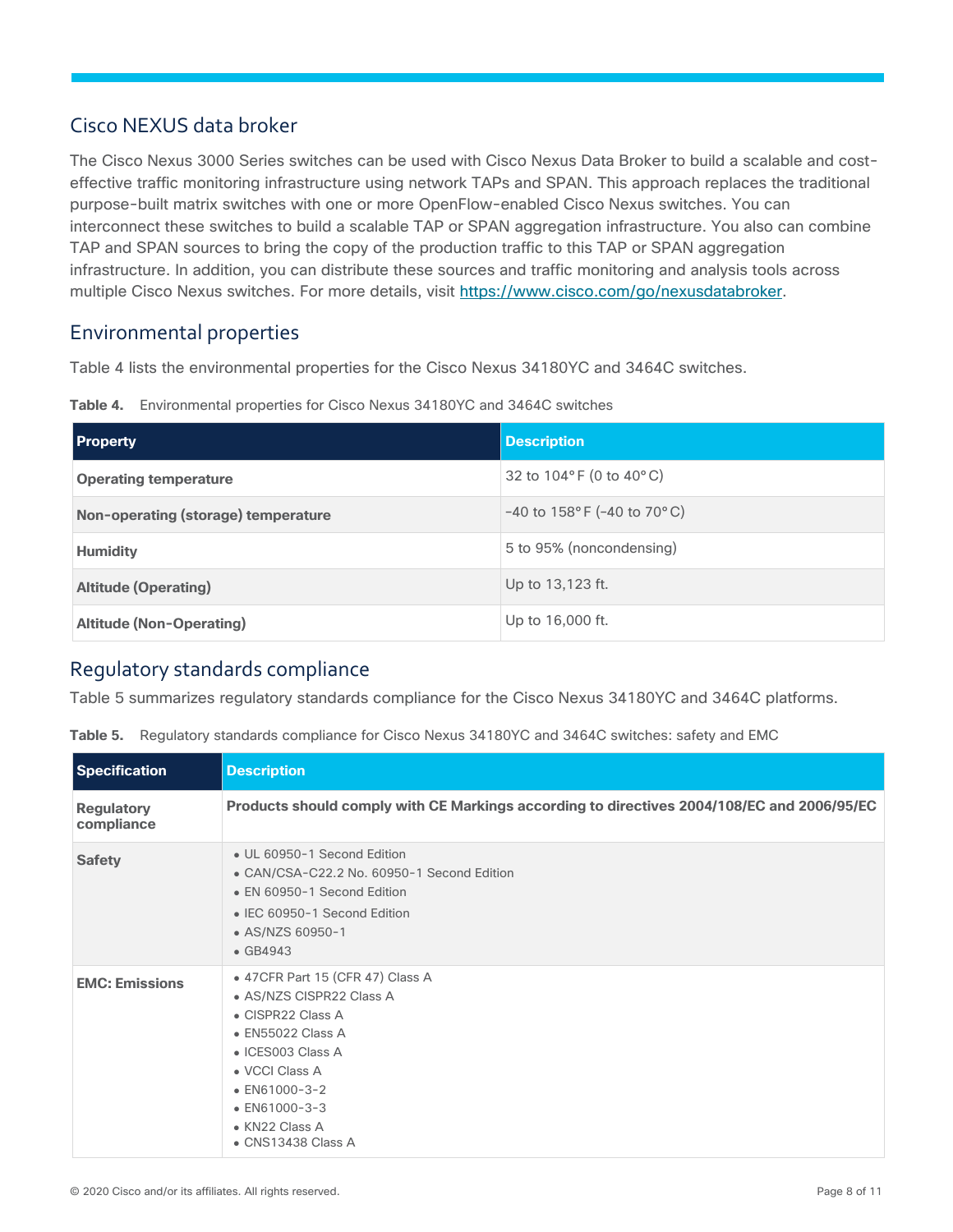## Cisco NEXUS data broker

The Cisco Nexus 3000 Series switches can be used with Cisco Nexus Data Broker to build a scalable and cost-effective traffic monitoring infrastructure using network TAPs and SPAN. This approach replaces the traditional purpose-built matrix switches with one or more OpenFlow-enabled Cisco Nexus switches. You can interconnect these switches to build a scalable TAP or SPAN aggregation infrastructure. You also can combine TAP and SPAN sources to bring the copy of the production traffic to this TAP or SPAN aggregation infrastructure. In addition, you can distribute these sources and traffic monitoring and analysis tools across multiple Cisco Nexus switches. For more details, visit https://www.cisco.com/go/nexusdatabroker.

## Environmental properties

Table 4 lists the environmental properties for the Cisco Nexus 34180YC and 3464C switches.

**Table 4.** Environmental properties for Cisco Nexus 34180YC and 3464C switches

| Property | Description |
|---|---|
| **Operating temperature** | 32 to 104°F (0 to 40°C) |
| **Non-operating (storage) temperature** | -40 to 158°F (-40 to 70°C) |
| **Humidity** | 5 to 95% (noncondensing) |
| **Altitude (Operating)** | Up to 13,123 ft. |
| **Altitude (Non-Operating)** | Up to 16,000 ft. |

## Regulatory standards compliance

Table 5 summarizes regulatory standards compliance for the Cisco Nexus 34180YC and 3464C platforms.

**Table 5.** Regulatory standards compliance for Cisco Nexus 34180YC and 3464C switches: safety and EMC

| Specification | Description |
|---|---|
| **Regulatory compliance** | **Products should comply with CE Markings according to directives 2004/108/EC and 2006/95/EC** |
| **Safety** | • UL 60950-1 Second Edition<br>• CAN/CSA-C22.2 No. 60950-1 Second Edition<br>• EN 60950-1 Second Edition<br>• IEC 60950-1 Second Edition<br>• AS/NZS 60950-1<br>• GB4943 |
| **EMC: Emissions** | • 47CFR Part 15 (CFR 47) Class A<br>• AS/NZS CISPR22 Class A<br>• CISPR22 Class A<br>• EN55022 Class A<br>• ICES003 Class A<br>• VCCI Class A<br>• EN61000-3-2<br>• EN61000-3-3<br>• KN22 Class A<br>• CNS13438 Class A |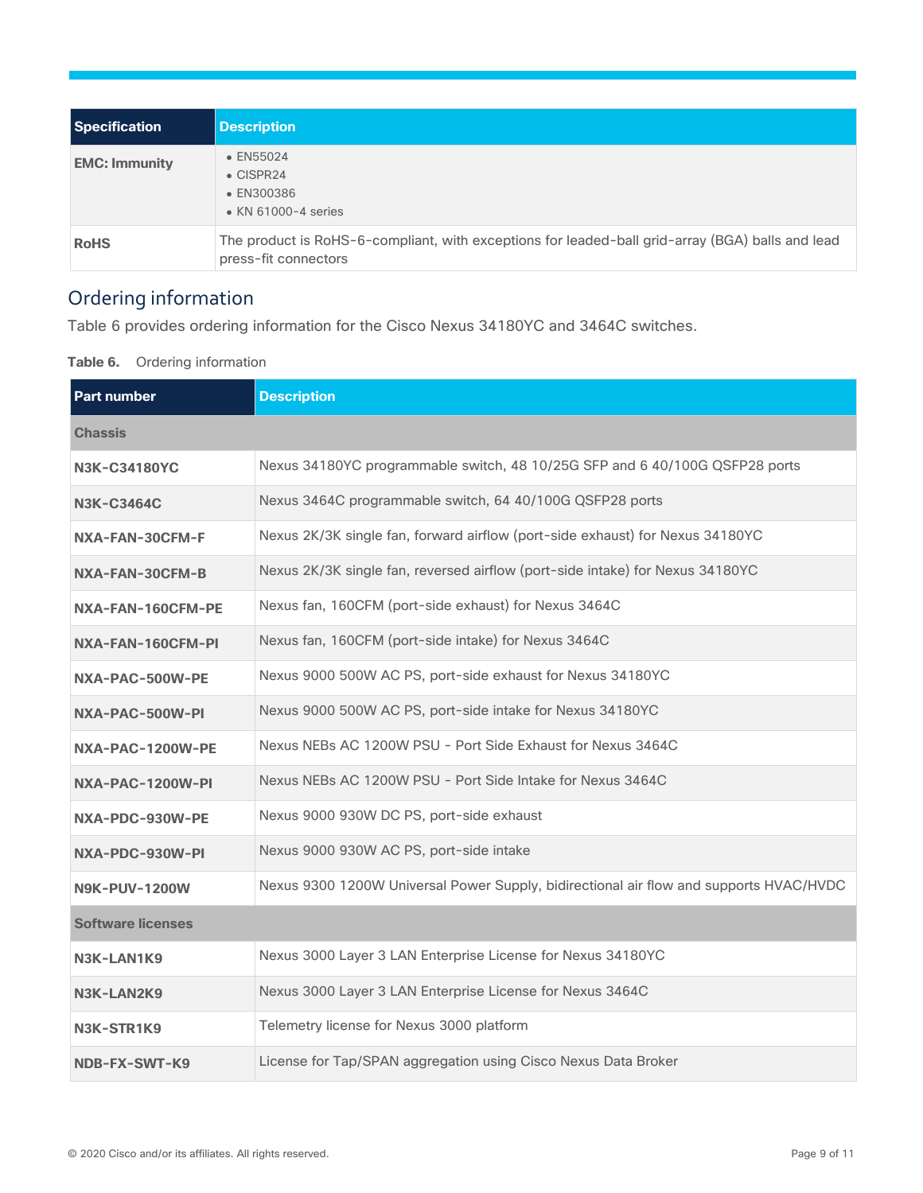| Specification | Description |
| --- | --- |
| EMC: Immunity | • EN55024<br>• CISPR24<br>• EN300386<br>• KN 61000-4 series |
| RoHS | The product is RoHS-6-compliant, with exceptions for leaded-ball grid-array (BGA) balls and lead press-fit connectors |

## Ordering information

Table 6 provides ordering information for the Cisco Nexus 34180YC and 3464C switches.

**Table 6.** Ordering information

| Part number | Description |
| --- | --- |
| **Chassis** | |
| **N3K-C34180YC** | Nexus 34180YC programmable switch, 48 10/25G SFP and 6 40/100G QSFP28 ports |
| **N3K-C3464C** | Nexus 3464C programmable switch, 64 40/100G QSFP28 ports |
| **NXA-FAN-30CFM-F** | Nexus 2K/3K single fan, forward airflow (port-side exhaust) for Nexus 34180YC |
| **NXA-FAN-30CFM-B** | Nexus 2K/3K single fan, reversed airflow (port-side intake) for Nexus 34180YC |
| **NXA-FAN-160CFM-PE** | Nexus fan, 160CFM (port-side exhaust) for Nexus 3464C |
| **NXA-FAN-160CFM-PI** | Nexus fan, 160CFM (port-side intake) for Nexus 3464C |
| **NXA-PAC-500W-PE** | Nexus 9000 500W AC PS, port-side exhaust for Nexus 34180YC |
| **NXA-PAC-500W-PI** | Nexus 9000 500W AC PS, port-side intake for Nexus 34180YC |
| **NXA-PAC-1200W-PE** | Nexus NEBs AC 1200W PSU - Port Side Exhaust for Nexus 3464C |
| **NXA-PAC-1200W-PI** | Nexus NEBs AC 1200W PSU - Port Side Intake for Nexus 3464C |
| **NXA-PDC-930W-PE** | Nexus 9000 930W DC PS, port-side exhaust |
| **NXA-PDC-930W-PI** | Nexus 9000 930W AC PS, port-side intake |
| **N9K-PUV-1200W** | Nexus 9300 1200W Universal Power Supply, bidirectional air flow and supports HVAC/HVDC |
| **Software licenses** | |
| **N3K-LAN1K9** | Nexus 3000 Layer 3 LAN Enterprise License for Nexus 34180YC |
| **N3K-LAN2K9** | Nexus 3000 Layer 3 LAN Enterprise License for Nexus 3464C |
| **N3K-STR1K9** | Telemetry license for Nexus 3000 platform |
| **NDB-FX-SWT-K9** | License for Tap/SPAN aggregation using Cisco Nexus Data Broker |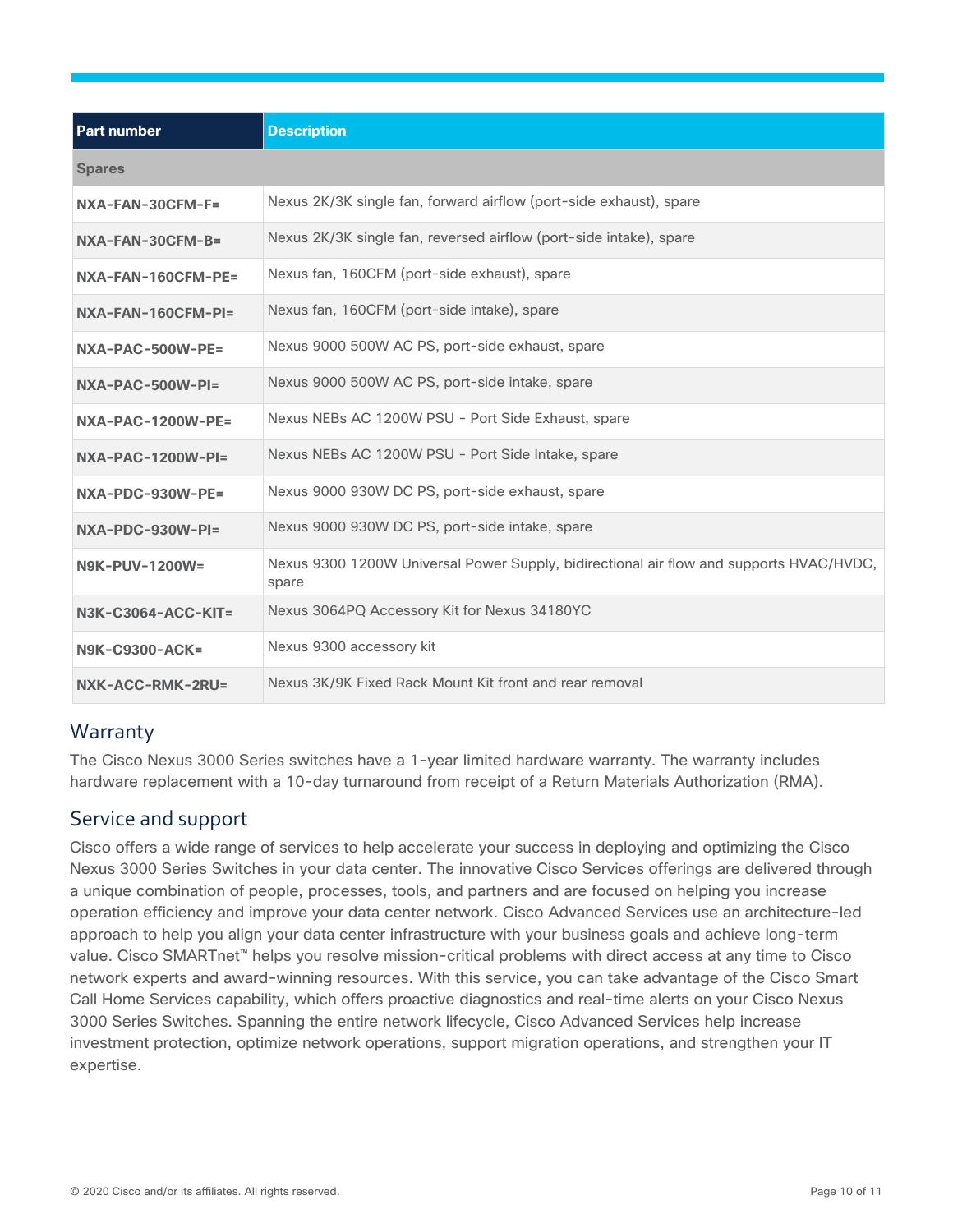| Part number | Description |
| --- | --- |
| **Spares** | |
| **NXA-FAN-30CFM-F=** | Nexus 2K/3K single fan, forward airflow (port-side exhaust), spare |
| **NXA-FAN-30CFM-B=** | Nexus 2K/3K single fan, reversed airflow (port-side intake), spare |
| **NXA-FAN-160CFM-PE=** | Nexus fan, 160CFM (port-side exhaust), spare |
| **NXA-FAN-160CFM-PI=** | Nexus fan, 160CFM (port-side intake), spare |
| **NXA-PAC-500W-PE=** | Nexus 9000 500W AC PS, port-side exhaust, spare |
| **NXA-PAC-500W-PI=** | Nexus 9000 500W AC PS, port-side intake, spare |
| **NXA-PAC-1200W-PE=** | Nexus NEBs AC 1200W PSU - Port Side Exhaust, spare |
| **NXA-PAC-1200W-PI=** | Nexus NEBs AC 1200W PSU - Port Side Intake, spare |
| **NXA-PDC-930W-PE=** | Nexus 9000 930W DC PS, port-side exhaust, spare |
| **NXA-PDC-930W-PI=** | Nexus 9000 930W DC PS, port-side intake, spare |
| **N9K-PUV-1200W=** | Nexus 9300 1200W Universal Power Supply, bidirectional air flow and supports HVAC/HVDC, spare |
| **N3K-C3064-ACC-KIT=** | Nexus 3064PQ Accessory Kit for Nexus 34180YC |
| **N9K-C9300-ACK=** | Nexus 9300 accessory kit |
| **NXK-ACC-RMK-2RU=** | Nexus 3K/9K Fixed Rack Mount Kit front and rear removal |

## Warranty

The Cisco Nexus 3000 Series switches have a 1-year limited hardware warranty. The warranty includes hardware replacement with a 10-day turnaround from receipt of a Return Materials Authorization (RMA).

## Service and support

Cisco offers a wide range of services to help accelerate your success in deploying and optimizing the Cisco Nexus 3000 Series Switches in your data center. The innovative Cisco Services offerings are delivered through a unique combination of people, processes, tools, and partners and are focused on helping you increase operation efficiency and improve your data center network. Cisco Advanced Services use an architecture-led approach to help you align your data center infrastructure with your business goals and achieve long-term value. Cisco SMARTnet™ helps you resolve mission-critical problems with direct access at any time to Cisco network experts and award-winning resources. With this service, you can take advantage of the Cisco Smart Call Home Services capability, which offers proactive diagnostics and real-time alerts on your Cisco Nexus 3000 Series Switches. Spanning the entire network lifecycle, Cisco Advanced Services help increase investment protection, optimize network operations, support migration operations, and strengthen your IT expertise.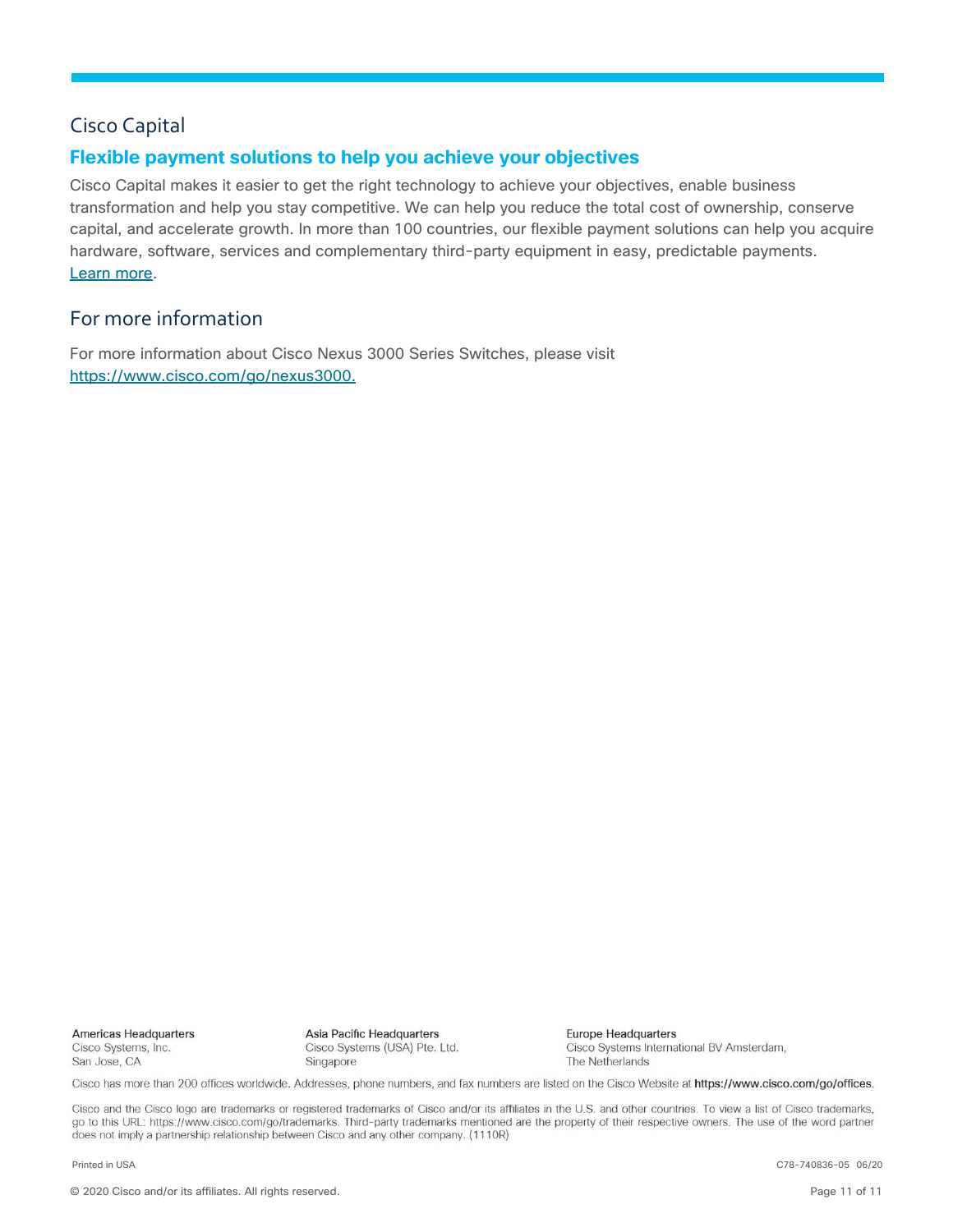## Cisco Capital

### Flexible payment solutions to help you achieve your objectives

Cisco Capital makes it easier to get the right technology to achieve your objectives, enable business transformation and help you stay competitive. We can help you reduce the total cost of ownership, conserve capital, and accelerate growth. In more than 100 countries, our flexible payment solutions can help you acquire hardware, software, services and complementary third-party equipment in easy, predictable payments. Learn more.

## For more information

For more information about Cisco Nexus 3000 Series Switches, please visit https://www.cisco.com/go/nexus3000.

**Americas Headquarters**
Cisco Systems, Inc.
San Jose, CA

**Asia Pacific Headquarters**
Cisco Systems (USA) Pte. Ltd.
Singapore

**Europe Headquarters**
Cisco Systems International BV Amsterdam,
The Netherlands

Cisco has more than 200 offices worldwide. Addresses, phone numbers, and fax numbers are listed on the Cisco Website at **https://www.cisco.com/go/offices**.

Cisco and the Cisco logo are trademarks or registered trademarks of Cisco and/or its affiliates in the U.S. and other countries. To view a list of Cisco trademarks, go to this URL: https://www.cisco.com/go/trademarks. Third-party trademarks mentioned are the property of their respective owners. The use of the word partner does not imply a partnership relationship between Cisco and any other company. (1110R)

Printed in USA

C78-740836-05 06/20

© 2020 Cisco and/or its affiliates. All rights reserved.